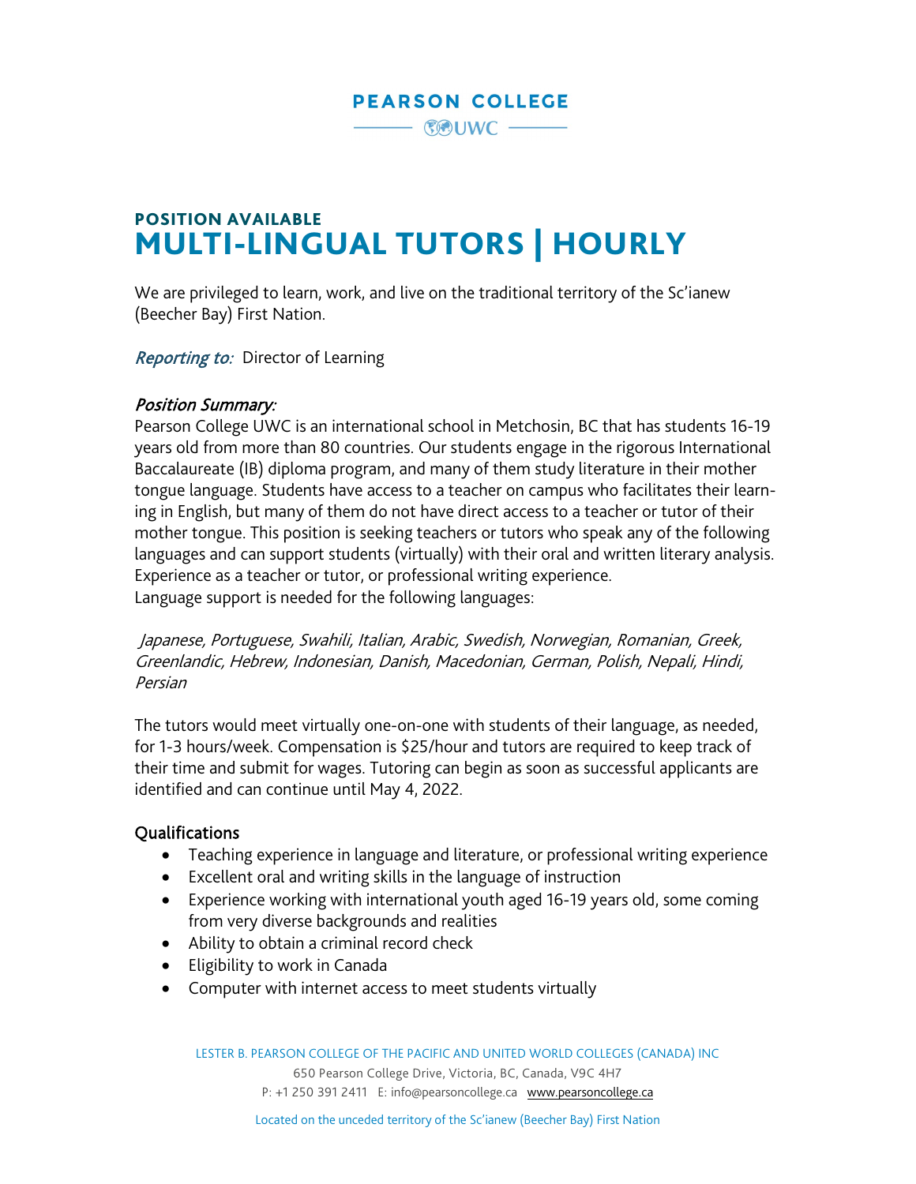**PEARSON COLLEGE**

**UWC**

## POSITION AVAILABLE

# MULTI-LINGUAL TUTORS | HOURLY

We are privileged to learn, work, and live on the traditional territory of the Sc'ianew (Beecher Bay) First Nation.

*Reporting to:* Director of Learning

### *Position Summary:*

Pearson College UWC is an international school in Metchosin, BC that has students 16-19 years old from more than 80 countries. Our students engage in the rigorous International Baccalaureate (IB) diploma program, and many of them study literature in their mother tongue language. Students have access to a teacher on campus who facilitates their learning in English, but many of them do not have direct access to a teacher or tutor of their mother tongue. This position is seeking teachers or tutors who speak any of the following languages and can support students (virtually) with their oral and written literary analysis. Experience as a teacher or tutor, or professional writing experience.
Language support is needed for the following languages:

*Japanese, Portuguese, Swahili, Italian, Arabic, Swedish, Norwegian, Romanian, Greek, Greenlandic, Hebrew, Indonesian, Danish, Macedonian, German, Polish, Nepali, Hindi, Persian*

The tutors would meet virtually one-on-one with students of their language, as needed, for 1-3 hours/week. Compensation is $25/hour and tutors are required to keep track of their time and submit for wages. Tutoring can begin as soon as successful applicants are identified and can continue until May 4, 2022.

### Qualifications

- Teaching experience in language and literature, or professional writing experience
- Excellent oral and writing skills in the language of instruction
- Experience working with international youth aged 16-19 years old, some coming from very diverse backgrounds and realities
- Ability to obtain a criminal record check
- Eligibility to work in Canada
- Computer with internet access to meet students virtually

LESTER B. PEARSON COLLEGE OF THE PACIFIC AND UNITED WORLD COLLEGES (CANADA) INC
650 Pearson College Drive, Victoria, BC, Canada, V9C 4H7
P: +1 250 391 2411 E: info@pearsoncollege.ca www.pearsoncollege.ca

Located on the unceded territory of the Sc'ianew (Beecher Bay) First Nation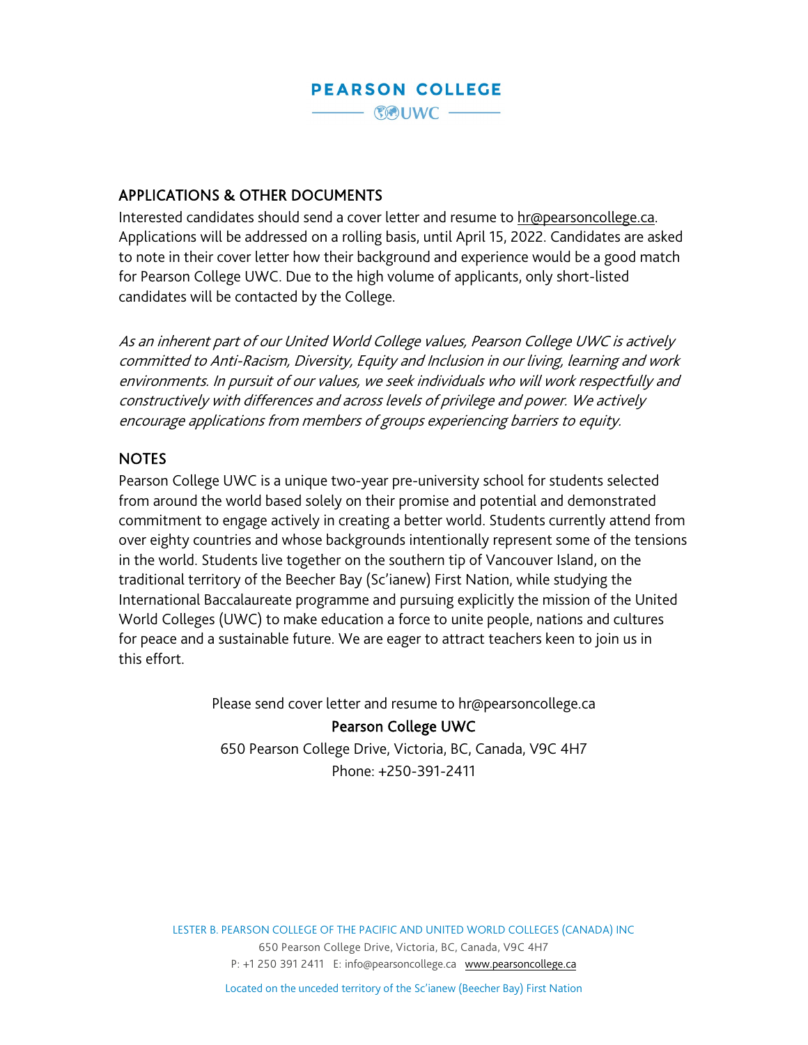## APPLICATIONS & OTHER DOCUMENTS

Interested candidates should send a cover letter and resume to hr@pearsoncollege.ca. Applications will be addressed on a rolling basis, until April 15, 2022. Candidates are asked to note in their cover letter how their background and experience would be a good match for Pearson College UWC. Due to the high volume of applicants, only short-listed candidates will be contacted by the College.

*As an inherent part of our United World College values, Pearson College UWC is actively committed to Anti-Racism, Diversity, Equity and Inclusion in our living, learning and work environments. In pursuit of our values, we seek individuals who will work respectfully and constructively with differences and across levels of privilege and power. We actively encourage applications from members of groups experiencing barriers to equity.*

## NOTES

Pearson College UWC is a unique two-year pre-university school for students selected from around the world based solely on their promise and potential and demonstrated commitment to engage actively in creating a better world. Students currently attend from over eighty countries and whose backgrounds intentionally represent some of the tensions in the world. Students live together on the southern tip of Vancouver Island, on the traditional territory of the Beecher Bay (Sc'ianew) First Nation, while studying the International Baccalaureate programme and pursuing explicitly the mission of the United World Colleges (UWC) to make education a force to unite people, nations and cultures for peace and a sustainable future. We are eager to attract teachers keen to join us in this effort.

Please send cover letter and resume to hr@pearsoncollege.ca

Pearson College UWC

650 Pearson College Drive, Victoria, BC, Canada, V9C 4H7

Phone: +250-391-2411